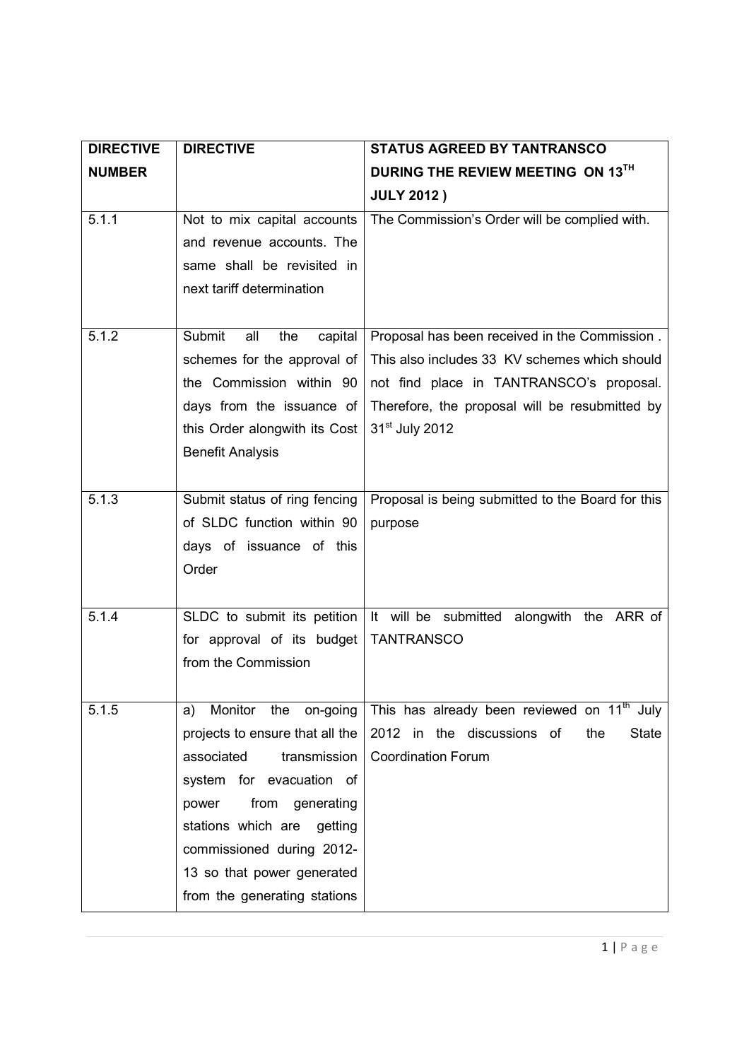| DIRECTIVE NUMBER | DIRECTIVE | STATUS AGREED BY TANTRANSCO DURING THE REVIEW MEETING ON 13TH JULY 2012 ) |
|---|---|---|
| 5.1.1 | Not to mix capital accounts and revenue accounts. The same shall be revisited in next tariff determination | The Commission's Order will be complied with. |
| 5.1.2 | Submit all the capital schemes for the approval of the Commission within 90 days from the issuance of this Order alongwith its Cost Benefit Analysis | Proposal has been received in the Commission . This also includes 33 KV schemes which should not find place in TANTRANSCO's proposal. Therefore, the proposal will be resubmitted by 31st July 2012 |
| 5.1.3 | Submit status of ring fencing of SLDC function within 90 days of issuance of this Order | Proposal is being submitted to the Board for this purpose |
| 5.1.4 | SLDC to submit its petition for approval of its budget from the Commission | It will be submitted alongwith the ARR of TANTRANSCO |
| 5.1.5 | a) Monitor the on-going projects to ensure that all the associated transmission system for evacuation of power from generating stations which are getting commissioned during 2012-13 so that power generated from the generating stations | This has already been reviewed on 11th July 2012 in the discussions of the State Coordination Forum |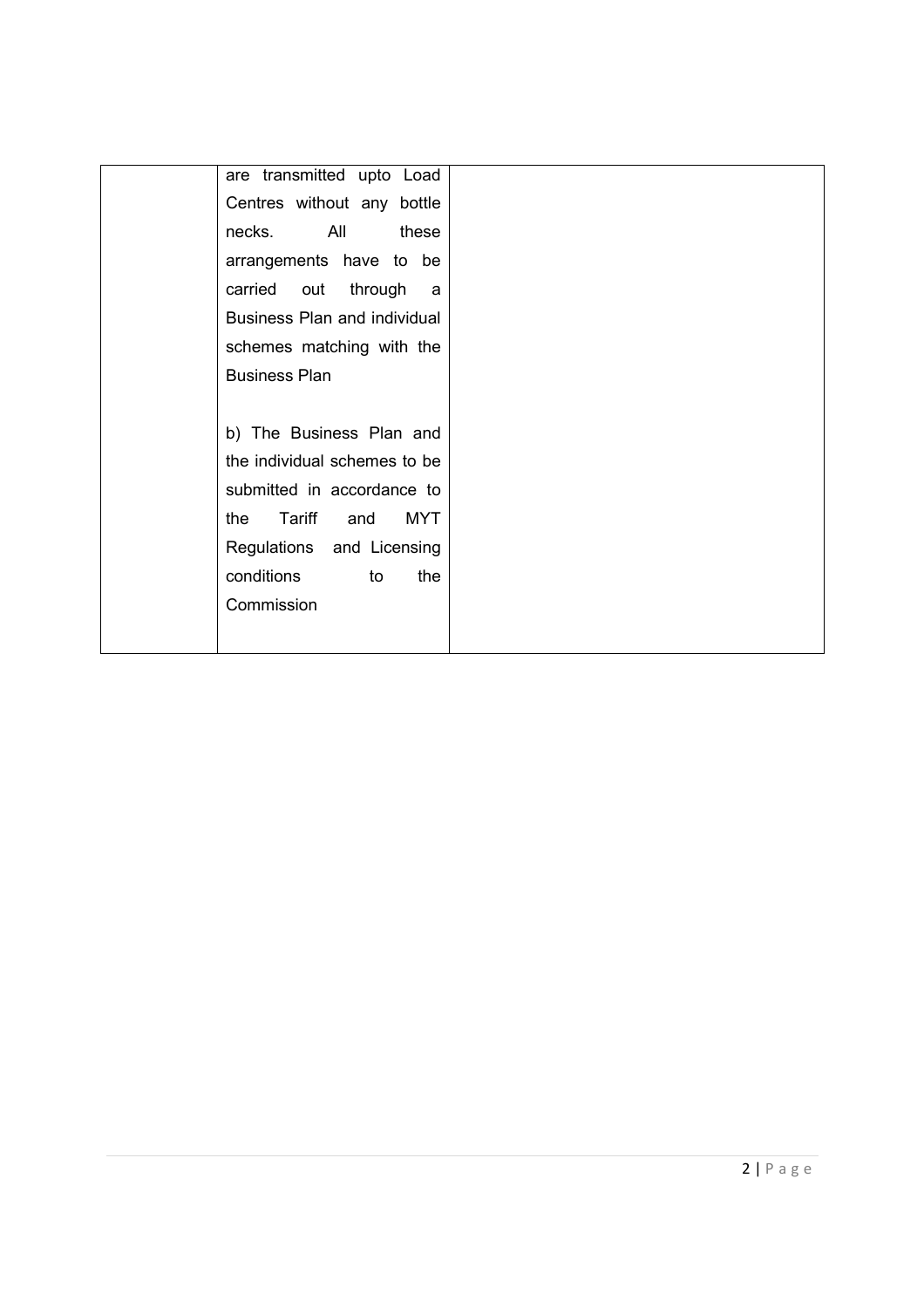| | | |
|---|---|---|
| | are transmitted upto Load Centres without any bottle necks. All these arrangements have to be carried out through a Business Plan and individual schemes matching with the Business Plan<br><br>b) The Business Plan and the individual schemes to be submitted in accordance to the Tariff and MYT Regulations and Licensing conditions to the Commission | |